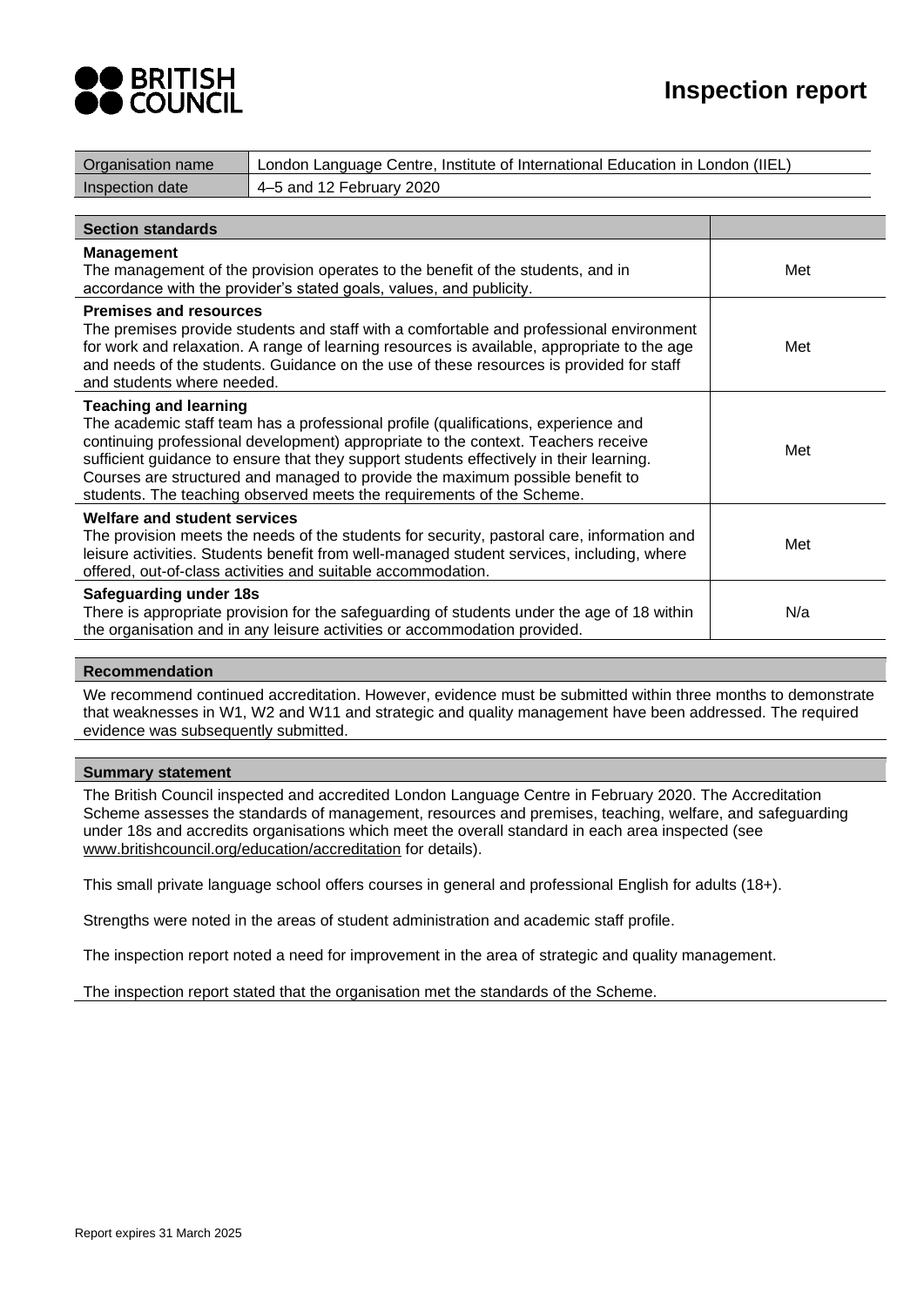# Inspection report

| Organisation name | London Language Centre, Institute of International Education in London (IIEL) |
|---|---|
| Inspection date | 4–5 and 12 February 2020 |

| Section standards | |
|---|---|
| **Management**<br>The management of the provision operates to the benefit of the students, and in accordance with the provider's stated goals, values, and publicity. | Met |
| **Premises and resources**<br>The premises provide students and staff with a comfortable and professional environment for work and relaxation. A range of learning resources is available, appropriate to the age and needs of the students. Guidance on the use of these resources is provided for staff and students where needed. | Met |
| **Teaching and learning**<br>The academic staff team has a professional profile (qualifications, experience and continuing professional development) appropriate to the context. Teachers receive sufficient guidance to ensure that they support students effectively in their learning. Courses are structured and managed to provide the maximum possible benefit to students. The teaching observed meets the requirements of the Scheme. | Met |
| **Welfare and student services**<br>The provision meets the needs of the students for security, pastoral care, information and leisure activities. Students benefit from well-managed student services, including, where offered, out-of-class activities and suitable accommodation. | Met |
| **Safeguarding under 18s**<br>There is appropriate provision for the safeguarding of students under the age of 18 within the organisation and in any leisure activities or accommodation provided. | N/a |

## Recommendation

We recommend continued accreditation. However, evidence must be submitted within three months to demonstrate that weaknesses in W1, W2 and W11 and strategic and quality management have been addressed. The required evidence was subsequently submitted.

## Summary statement

The British Council inspected and accredited London Language Centre in February 2020. The Accreditation Scheme assesses the standards of management, resources and premises, teaching, welfare, and safeguarding under 18s and accredits organisations which meet the overall standard in each area inspected (see www.britishcouncil.org/education/accreditation for details).

This small private language school offers courses in general and professional English for adults (18+).

Strengths were noted in the areas of student administration and academic staff profile.

The inspection report noted a need for improvement in the area of strategic and quality management.

The inspection report stated that the organisation met the standards of the Scheme.

Report expires 31 March 2025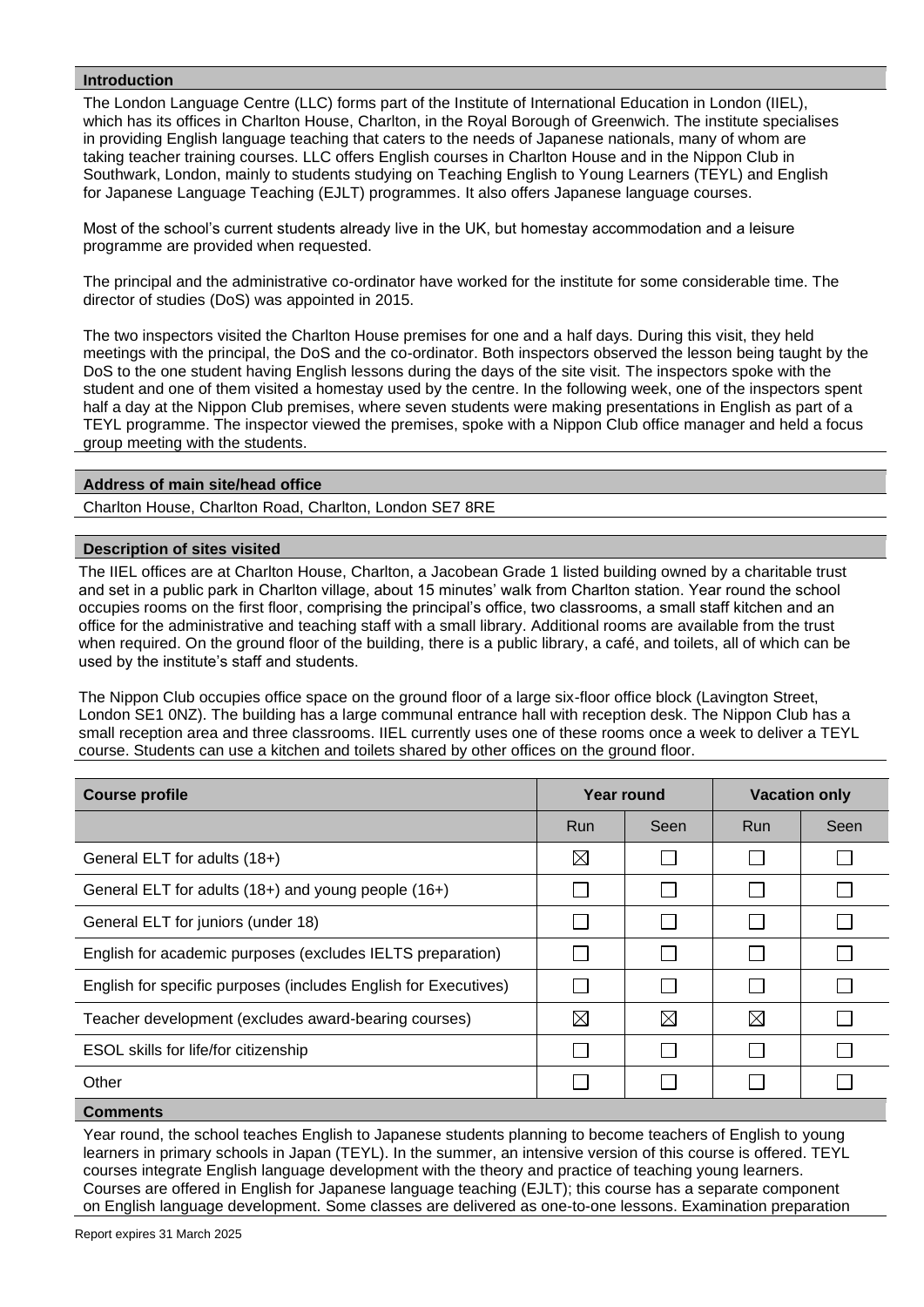## Introduction

The London Language Centre (LLC) forms part of the Institute of International Education in London (IIEL), which has its offices in Charlton House, Charlton, in the Royal Borough of Greenwich. The institute specialises in providing English language teaching that caters to the needs of Japanese nationals, many of whom are taking teacher training courses. LLC offers English courses in Charlton House and in the Nippon Club in Southwark, London, mainly to students studying on Teaching English to Young Learners (TEYL) and English for Japanese Language Teaching (EJLT) programmes. It also offers Japanese language courses.

Most of the school's current students already live in the UK, but homestay accommodation and a leisure programme are provided when requested.

The principal and the administrative co-ordinator have worked for the institute for some considerable time. The director of studies (DoS) was appointed in 2015.

The two inspectors visited the Charlton House premises for one and a half days. During this visit, they held meetings with the principal, the DoS and the co-ordinator. Both inspectors observed the lesson being taught by the DoS to the one student having English lessons during the days of the site visit. The inspectors spoke with the student and one of them visited a homestay used by the centre. In the following week, one of the inspectors spent half a day at the Nippon Club premises, where seven students were making presentations in English as part of a TEYL programme. The inspector viewed the premises, spoke with a Nippon Club office manager and held a focus group meeting with the students.

## Address of main site/head office

Charlton House, Charlton Road, Charlton, London SE7 8RE

## Description of sites visited

The IIEL offices are at Charlton House, Charlton, a Jacobean Grade 1 listed building owned by a charitable trust and set in a public park in Charlton village, about 15 minutes' walk from Charlton station. Year round the school occupies rooms on the first floor, comprising the principal's office, two classrooms, a small staff kitchen and an office for the administrative and teaching staff with a small library. Additional rooms are available from the trust when required. On the ground floor of the building, there is a public library, a café, and toilets, all of which can be used by the institute's staff and students.

The Nippon Club occupies office space on the ground floor of a large six-floor office block (Lavington Street, London SE1 0NZ). The building has a large communal entrance hall with reception desk. The Nippon Club has a small reception area and three classrooms. IIEL currently uses one of these rooms once a week to deliver a TEYL course. Students can use a kitchen and toilets shared by other offices on the ground floor.

| Course profile | Year round | | Vacation only | |
|---|---|---|---|---|
| | Run | Seen | Run | Seen |
| General ELT for adults (18+) | ☒ | ☐ | ☐ | ☐ |
| General ELT for adults (18+) and young people (16+) | ☐ | ☐ | ☐ | ☐ |
| General ELT for juniors (under 18) | ☐ | ☐ | ☐ | ☐ |
| English for academic purposes (excludes IELTS preparation) | ☐ | ☐ | ☐ | ☐ |
| English for specific purposes (includes English for Executives) | ☐ | ☐ | ☐ | ☐ |
| Teacher development (excludes award-bearing courses) | ☒ | ☒ | ☒ | ☐ |
| ESOL skills for life/for citizenship | ☐ | ☐ | ☐ | ☐ |
| Other | ☐ | ☐ | ☐ | ☐ |

## Comments

Year round, the school teaches English to Japanese students planning to become teachers of English to young learners in primary schools in Japan (TEYL). In the summer, an intensive version of this course is offered. TEYL courses integrate English language development with the theory and practice of teaching young learners. Courses are offered in English for Japanese language teaching (EJLT); this course has a separate component on English language development. Some classes are delivered as one-to-one lessons. Examination preparation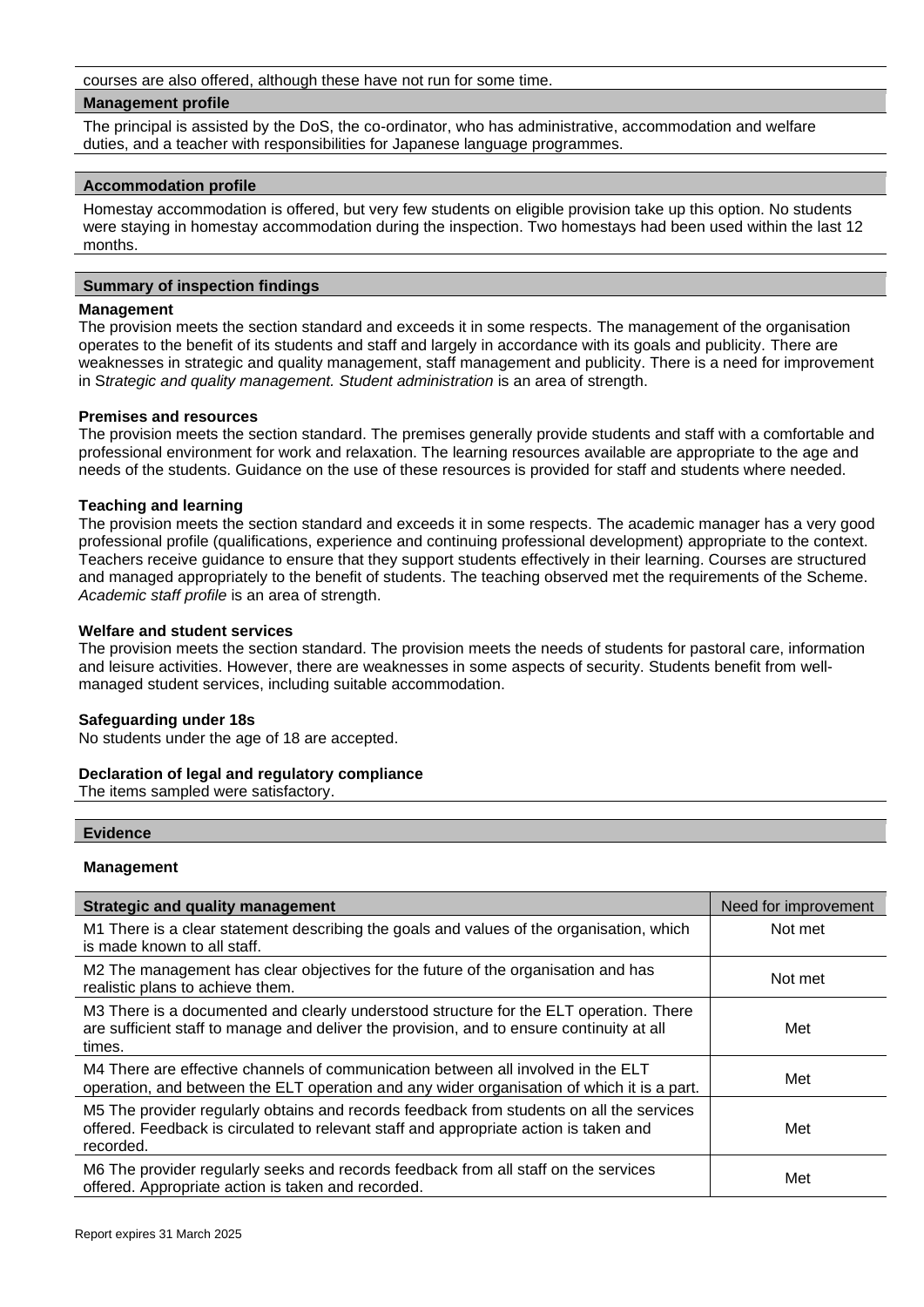courses are also offered, although these have not run for some time.

**Management profile**

The principal is assisted by the DoS, the co-ordinator, who has administrative, accommodation and welfare duties, and a teacher with responsibilities for Japanese language programmes.

**Accommodation profile**

Homestay accommodation is offered, but very few students on eligible provision take up this option. No students were staying in homestay accommodation during the inspection. Two homestays had been used within the last 12 months.

**Summary of inspection findings**

**Management**
The provision meets the section standard and exceeds it in some respects. The management of the organisation operates to the benefit of its students and staff and largely in accordance with its goals and publicity. There are weaknesses in strategic and quality management, staff management and publicity. There is a need for improvement in S*trategic and quality management. Student administration* is an area of strength.

**Premises and resources**
The provision meets the section standard. The premises generally provide students and staff with a comfortable and professional environment for work and relaxation. The learning resources available are appropriate to the age and needs of the students. Guidance on the use of these resources is provided for staff and students where needed.

**Teaching and learning**
The provision meets the section standard and exceeds it in some respects. The academic manager has a very good professional profile (qualifications, experience and continuing professional development) appropriate to the context. Teachers receive guidance to ensure that they support students effectively in their learning. Courses are structured and managed appropriately to the benefit of students. The teaching observed met the requirements of the Scheme. *Academic staff profile* is an area of strength.

**Welfare and student services**
The provision meets the section standard. The provision meets the needs of students for pastoral care, information and leisure activities. However, there are weaknesses in some aspects of security. Students benefit from well-managed student services, including suitable accommodation.

**Safeguarding under 18s**
No students under the age of 18 are accepted.

**Declaration of legal and regulatory compliance**
The items sampled were satisfactory.

**Evidence**

**Management**

| Strategic and quality management | Need for improvement |
|---|---|
| M1 There is a clear statement describing the goals and values of the organisation, which is made known to all staff. | Not met |
| M2 The management has clear objectives for the future of the organisation and has realistic plans to achieve them. | Not met |
| M3 There is a documented and clearly understood structure for the ELT operation. There are sufficient staff to manage and deliver the provision, and to ensure continuity at all times. | Met |
| M4 There are effective channels of communication between all involved in the ELT operation, and between the ELT operation and any wider organisation of which it is a part. | Met |
| M5 The provider regularly obtains and records feedback from students on all the services offered. Feedback is circulated to relevant staff and appropriate action is taken and recorded. | Met |
| M6 The provider regularly seeks and records feedback from all staff on the services offered. Appropriate action is taken and recorded. | Met |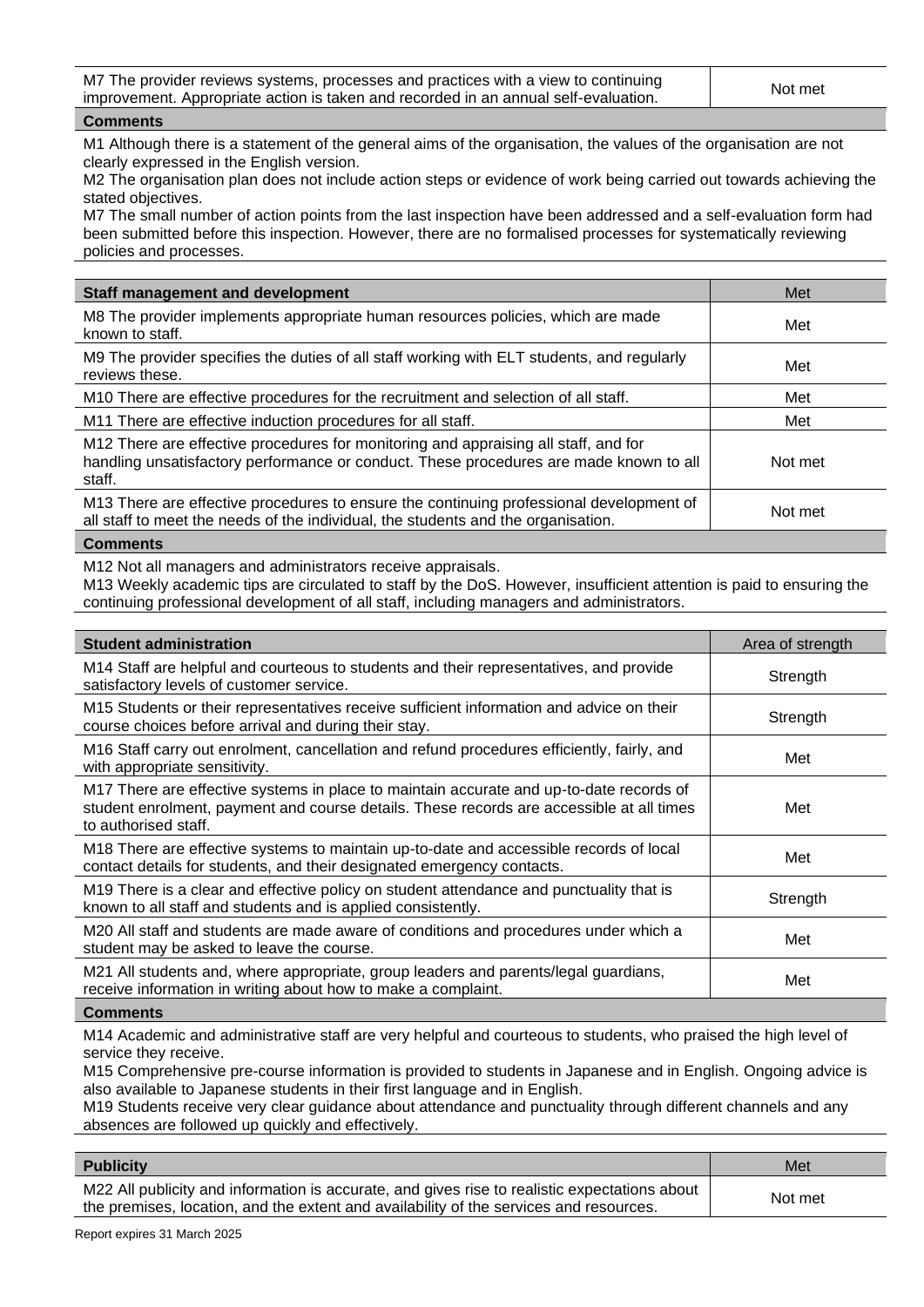| M7 The provider reviews systems, processes and practices with a view to continuing improvement. Appropriate action is taken and recorded in an annual self-evaluation. | Not met |
|---|---|

**Comments**

M1 Although there is a statement of the general aims of the organisation, the values of the organisation are not clearly expressed in the English version.
M2 The organisation plan does not include action steps or evidence of work being carried out towards achieving the stated objectives.
M7 The small number of action points from the last inspection have been addressed and a self-evaluation form had been submitted before this inspection. However, there are no formalised processes for systematically reviewing policies and processes.

| **Staff management and development** | Met |
|---|---|
| M8 The provider implements appropriate human resources policies, which are made known to staff. | Met |
| M9 The provider specifies the duties of all staff working with ELT students, and regularly reviews these. | Met |
| M10 There are effective procedures for the recruitment and selection of all staff. | Met |
| M11 There are effective induction procedures for all staff. | Met |
| M12 There are effective procedures for monitoring and appraising all staff, and for handling unsatisfactory performance or conduct. These procedures are made known to all staff. | Not met |
| M13 There are effective procedures to ensure the continuing professional development of all staff to meet the needs of the individual, the students and the organisation. | Not met |

**Comments**

M12 Not all managers and administrators receive appraisals.
M13 Weekly academic tips are circulated to staff by the DoS. However, insufficient attention is paid to ensuring the continuing professional development of all staff, including managers and administrators.

| **Student administration** | Area of strength |
|---|---|
| M14 Staff are helpful and courteous to students and their representatives, and provide satisfactory levels of customer service. | Strength |
| M15 Students or their representatives receive sufficient information and advice on their course choices before arrival and during their stay. | Strength |
| M16 Staff carry out enrolment, cancellation and refund procedures efficiently, fairly, and with appropriate sensitivity. | Met |
| M17 There are effective systems in place to maintain accurate and up-to-date records of student enrolment, payment and course details. These records are accessible at all times to authorised staff. | Met |
| M18 There are effective systems to maintain up-to-date and accessible records of local contact details for students, and their designated emergency contacts. | Met |
| M19 There is a clear and effective policy on student attendance and punctuality that is known to all staff and students and is applied consistently. | Strength |
| M20 All staff and students are made aware of conditions and procedures under which a student may be asked to leave the course. | Met |
| M21 All students and, where appropriate, group leaders and parents/legal guardians, receive information in writing about how to make a complaint. | Met |

**Comments**

M14 Academic and administrative staff are very helpful and courteous to students, who praised the high level of service they receive.
M15 Comprehensive pre-course information is provided to students in Japanese and in English. Ongoing advice is also available to Japanese students in their first language and in English.
M19 Students receive very clear guidance about attendance and punctuality through different channels and any absences are followed up quickly and effectively.

| **Publicity** | Met |
|---|---|
| M22 All publicity and information is accurate, and gives rise to realistic expectations about the premises, location, and the extent and availability of the services and resources. | Not met |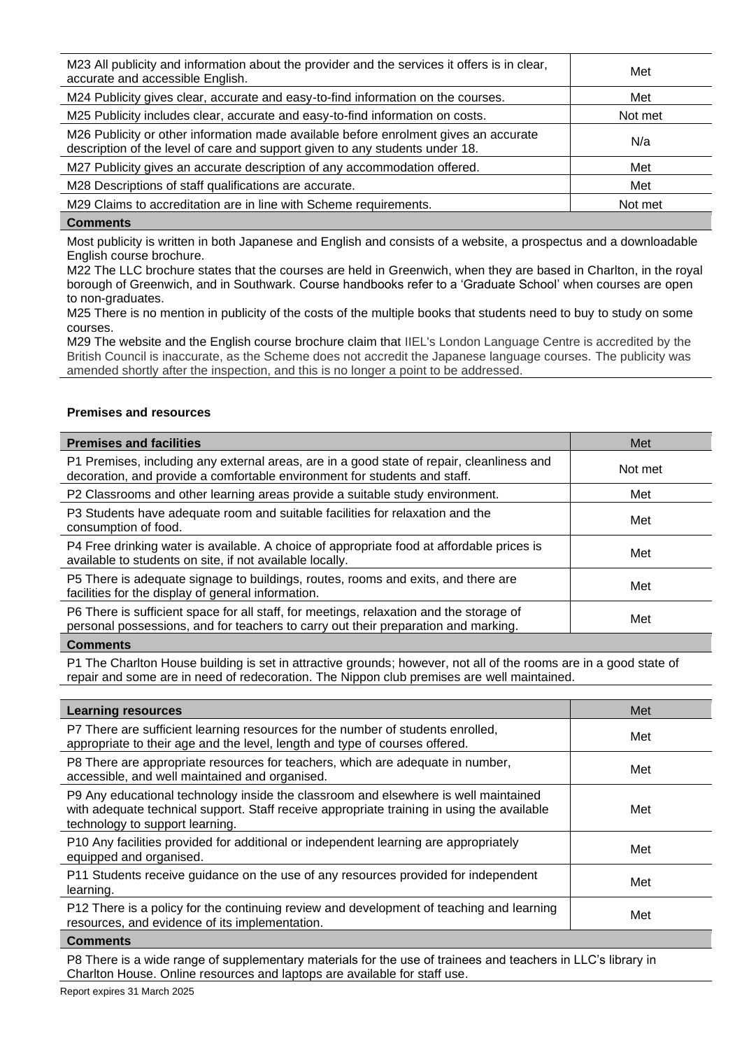| | |
|---|---|
| M23 All publicity and information about the provider and the services it offers is in clear, accurate and accessible English. | Met |
| M24 Publicity gives clear, accurate and easy-to-find information on the courses. | Met |
| M25 Publicity includes clear, accurate and easy-to-find information on costs. | Not met |
| M26 Publicity or other information made available before enrolment gives an accurate description of the level of care and support given to any students under 18. | N/a |
| M27 Publicity gives an accurate description of any accommodation offered. | Met |
| M28 Descriptions of staff qualifications are accurate. | Met |
| M29 Claims to accreditation are in line with Scheme requirements. | Not met |

**Comments**

Most publicity is written in both Japanese and English and consists of a website, a prospectus and a downloadable English course brochure.
M22 The LLC brochure states that the courses are held in Greenwich, when they are based in Charlton, in the royal borough of Greenwich, and in Southwark. Course handbooks refer to a 'Graduate School' when courses are open to non-graduates.
M25 There is no mention in publicity of the costs of the multiple books that students need to buy to study on some courses.
M29 The website and the English course brochure claim that IIEL's London Language Centre is accredited by the British Council is inaccurate, as the Scheme does not accredit the Japanese language courses. The publicity was amended shortly after the inspection, and this is no longer a point to be addressed.

### Premises and resources

| Premises and facilities | Met |
|---|---|
| P1 Premises, including any external areas, are in a good state of repair, cleanliness and decoration, and provide a comfortable environment for students and staff. | Not met |
| P2 Classrooms and other learning areas provide a suitable study environment. | Met |
| P3 Students have adequate room and suitable facilities for relaxation and the consumption of food. | Met |
| P4 Free drinking water is available. A choice of appropriate food at affordable prices is available to students on site, if not available locally. | Met |
| P5 There is adequate signage to buildings, routes, rooms and exits, and there are facilities for the display of general information. | Met |
| P6 There is sufficient space for all staff, for meetings, relaxation and the storage of personal possessions, and for teachers to carry out their preparation and marking. | Met |

**Comments**

P1 The Charlton House building is set in attractive grounds; however, not all of the rooms are in a good state of repair and some are in need of redecoration. The Nippon club premises are well maintained.

| Learning resources | Met |
|---|---|
| P7 There are sufficient learning resources for the number of students enrolled, appropriate to their age and the level, length and type of courses offered. | Met |
| P8 There are appropriate resources for teachers, which are adequate in number, accessible, and well maintained and organised. | Met |
| P9 Any educational technology inside the classroom and elsewhere is well maintained with adequate technical support. Staff receive appropriate training in using the available technology to support learning. | Met |
| P10 Any facilities provided for additional or independent learning are appropriately equipped and organised. | Met |
| P11 Students receive guidance on the use of any resources provided for independent learning. | Met |
| P12 There is a policy for the continuing review and development of teaching and learning resources, and evidence of its implementation. | Met |

**Comments**

P8 There is a wide range of supplementary materials for the use of trainees and teachers in LLC's library in Charlton House. Online resources and laptops are available for staff use.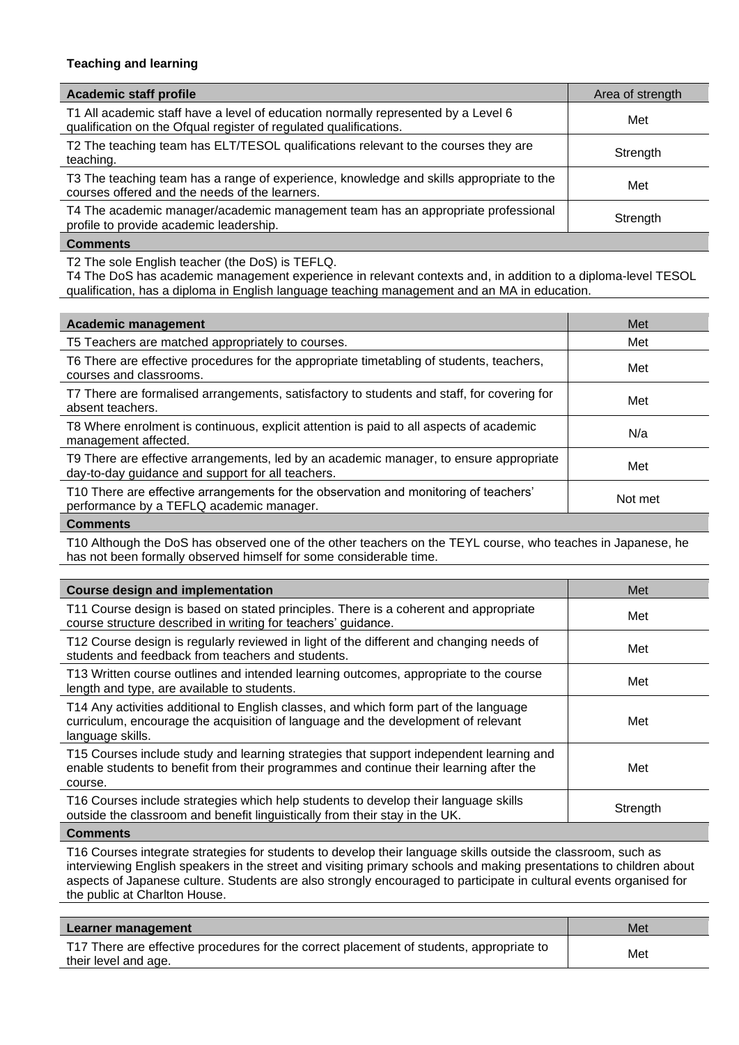**Teaching and learning**

| Academic staff profile | Area of strength |
|---|---|
| T1 All academic staff have a level of education normally represented by a Level 6 qualification on the Ofqual register of regulated qualifications. | Met |
| T2 The teaching team has ELT/TESOL qualifications relevant to the courses they are teaching. | Strength |
| T3 The teaching team has a range of experience, knowledge and skills appropriate to the courses offered and the needs of the learners. | Met |
| T4 The academic manager/academic management team has an appropriate professional profile to provide academic leadership. | Strength |

**Comments**

T2 The sole English teacher (the DoS) is TEFLQ.
T4 The DoS has academic management experience in relevant contexts and, in addition to a diploma-level TESOL qualification, has a diploma in English language teaching management and an MA in education.

| Academic management | Met |
|---|---|
| T5 Teachers are matched appropriately to courses. | Met |
| T6 There are effective procedures for the appropriate timetabling of students, teachers, courses and classrooms. | Met |
| T7 There are formalised arrangements, satisfactory to students and staff, for covering for absent teachers. | Met |
| T8 Where enrolment is continuous, explicit attention is paid to all aspects of academic management affected. | N/a |
| T9 There are effective arrangements, led by an academic manager, to ensure appropriate day-to-day guidance and support for all teachers. | Met |
| T10 There are effective arrangements for the observation and monitoring of teachers' performance by a TEFLQ academic manager. | Not met |

**Comments**

T10 Although the DoS has observed one of the other teachers on the TEYL course, who teaches in Japanese, he has not been formally observed himself for some considerable time.

| Course design and implementation | Met |
|---|---|
| T11 Course design is based on stated principles. There is a coherent and appropriate course structure described in writing for teachers' guidance. | Met |
| T12 Course design is regularly reviewed in light of the different and changing needs of students and feedback from teachers and students. | Met |
| T13 Written course outlines and intended learning outcomes, appropriate to the course length and type, are available to students. | Met |
| T14 Any activities additional to English classes, and which form part of the language curriculum, encourage the acquisition of language and the development of relevant language skills. | Met |
| T15 Courses include study and learning strategies that support independent learning and enable students to benefit from their programmes and continue their learning after the course. | Met |
| T16 Courses include strategies which help students to develop their language skills outside the classroom and benefit linguistically from their stay in the UK. | Strength |

**Comments**

T16 Courses integrate strategies for students to develop their language skills outside the classroom, such as interviewing English speakers in the street and visiting primary schools and making presentations to children about aspects of Japanese culture. Students are also strongly encouraged to participate in cultural events organised for the public at Charlton House.

| Learner management | Met |
|---|---|
| T17 There are effective procedures for the correct placement of students, appropriate to their level and age. | Met |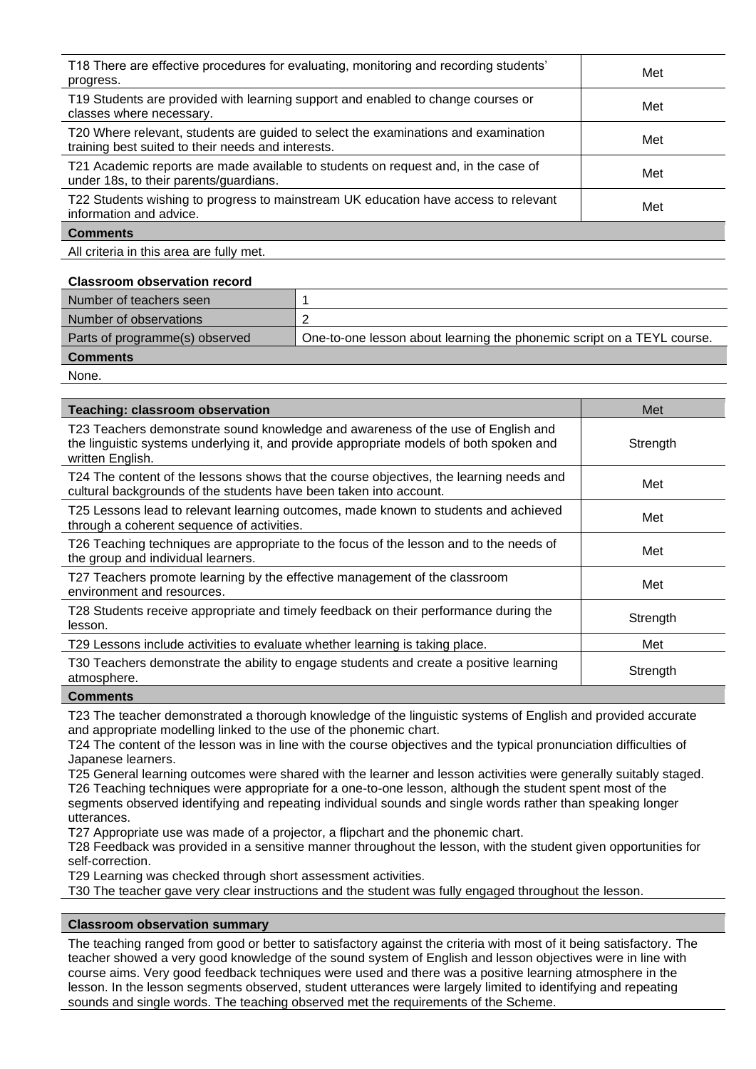| | |
|---|---|
| T18 There are effective procedures for evaluating, monitoring and recording students' progress. | Met |
| T19 Students are provided with learning support and enabled to change courses or classes where necessary. | Met |
| T20 Where relevant, students are guided to select the examinations and examination training best suited to their needs and interests. | Met |
| T21 Academic reports are made available to students on request and, in the case of under 18s, to their parents/guardians. | Met |
| T22 Students wishing to progress to mainstream UK education have access to relevant information and advice. | Met |

**Comments**

All criteria in this area are fully met.

**Classroom observation record**

| | |
|---|---|
| Number of teachers seen | 1 |
| Number of observations | 2 |
| Parts of programme(s) observed | One-to-one lesson about learning the phonemic script on a TEYL course. |

**Comments**

None.

| Teaching: classroom observation | Met |
|---|---|
| T23 Teachers demonstrate sound knowledge and awareness of the use of English and the linguistic systems underlying it, and provide appropriate models of both spoken and written English. | Strength |
| T24 The content of the lessons shows that the course objectives, the learning needs and cultural backgrounds of the students have been taken into account. | Met |
| T25 Lessons lead to relevant learning outcomes, made known to students and achieved through a coherent sequence of activities. | Met |
| T26 Teaching techniques are appropriate to the focus of the lesson and to the needs of the group and individual learners. | Met |
| T27 Teachers promote learning by the effective management of the classroom environment and resources. | Met |
| T28 Students receive appropriate and timely feedback on their performance during the lesson. | Strength |
| T29 Lessons include activities to evaluate whether learning is taking place. | Met |
| T30 Teachers demonstrate the ability to engage students and create a positive learning atmosphere. | Strength |

**Comments**

T23 The teacher demonstrated a thorough knowledge of the linguistic systems of English and provided accurate and appropriate modelling linked to the use of the phonemic chart.
T24 The content of the lesson was in line with the course objectives and the typical pronunciation difficulties of Japanese learners.
T25 General learning outcomes were shared with the learner and lesson activities were generally suitably staged.
T26 Teaching techniques were appropriate for a one-to-one lesson, although the student spent most of the segments observed identifying and repeating individual sounds and single words rather than speaking longer utterances.
T27 Appropriate use was made of a projector, a flipchart and the phonemic chart.
T28 Feedback was provided in a sensitive manner throughout the lesson, with the student given opportunities for self-correction.
T29 Learning was checked through short assessment activities.
T30 The teacher gave very clear instructions and the student was fully engaged throughout the lesson.

**Classroom observation summary**

The teaching ranged from good or better to satisfactory against the criteria with most of it being satisfactory. The teacher showed a very good knowledge of the sound system of English and lesson objectives were in line with course aims. Very good feedback techniques were used and there was a positive learning atmosphere in the lesson. In the lesson segments observed, student utterances were largely limited to identifying and repeating sounds and single words. The teaching observed met the requirements of the Scheme.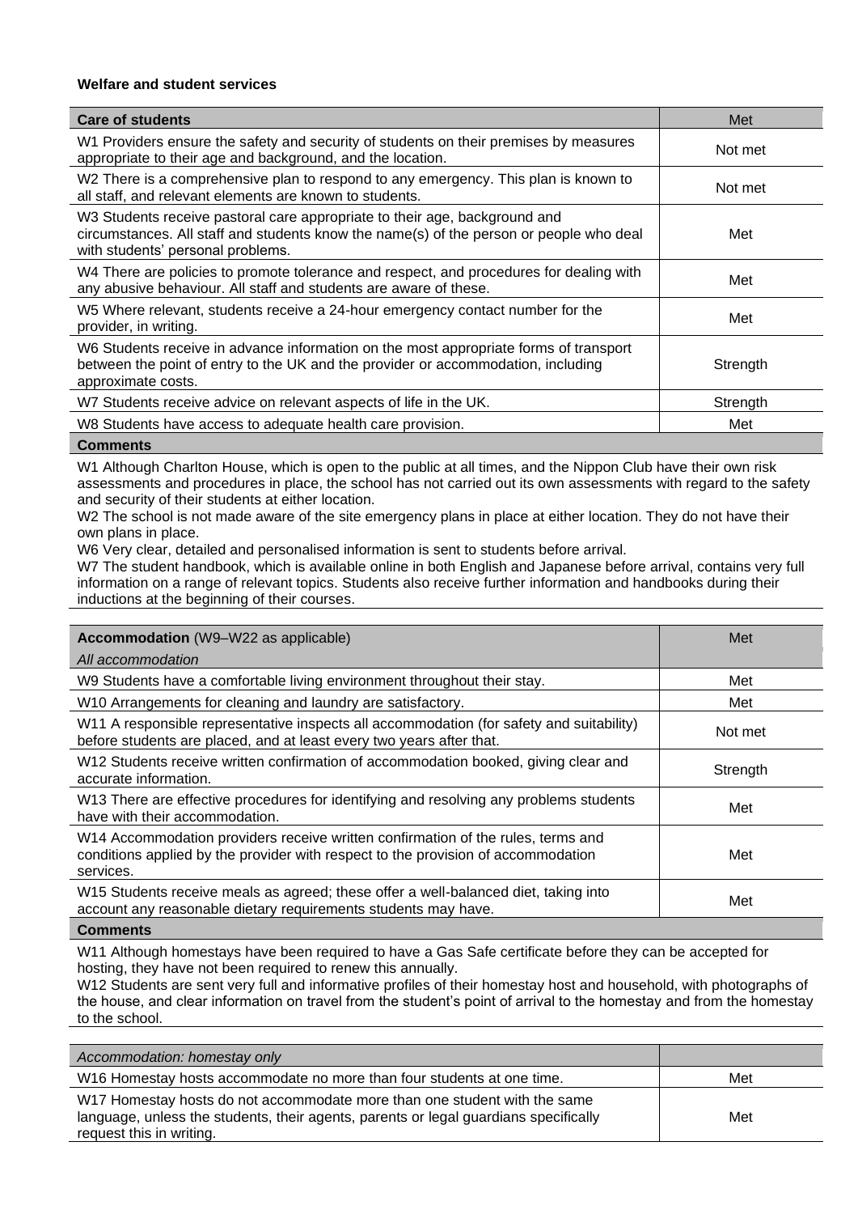**Welfare and student services**

| Care of students | Met |
|---|---|
| W1 Providers ensure the safety and security of students on their premises by measures appropriate to their age and background, and the location. | Not met |
| W2 There is a comprehensive plan to respond to any emergency. This plan is known to all staff, and relevant elements are known to students. | Not met |
| W3 Students receive pastoral care appropriate to their age, background and circumstances. All staff and students know the name(s) of the person or people who deal with students' personal problems. | Met |
| W4 There are policies to promote tolerance and respect, and procedures for dealing with any abusive behaviour. All staff and students are aware of these. | Met |
| W5 Where relevant, students receive a 24-hour emergency contact number for the provider, in writing. | Met |
| W6 Students receive in advance information on the most appropriate forms of transport between the point of entry to the UK and the provider or accommodation, including approximate costs. | Strength |
| W7 Students receive advice on relevant aspects of life in the UK. | Strength |
| W8 Students have access to adequate health care provision. | Met |

**Comments**

W1 Although Charlton House, which is open to the public at all times, and the Nippon Club have their own risk assessments and procedures in place, the school has not carried out its own assessments with regard to the safety and security of their students at either location.
W2 The school is not made aware of the site emergency plans in place at either location. They do not have their own plans in place.
W6 Very clear, detailed and personalised information is sent to students before arrival.
W7 The student handbook, which is available online in both English and Japanese before arrival, contains very full information on a range of relevant topics. Students also receive further information and handbooks during their inductions at the beginning of their courses.

| Accommodation (W9–W22 as applicable)<br>*All accommodation* | Met |
|---|---|
| W9 Students have a comfortable living environment throughout their stay. | Met |
| W10 Arrangements for cleaning and laundry are satisfactory. | Met |
| W11 A responsible representative inspects all accommodation (for safety and suitability) before students are placed, and at least every two years after that. | Not met |
| W12 Students receive written confirmation of accommodation booked, giving clear and accurate information. | Strength |
| W13 There are effective procedures for identifying and resolving any problems students have with their accommodation. | Met |
| W14 Accommodation providers receive written confirmation of the rules, terms and conditions applied by the provider with respect to the provision of accommodation services. | Met |
| W15 Students receive meals as agreed; these offer a well-balanced diet, taking into account any reasonable dietary requirements students may have. | Met |

**Comments**

W11 Although homestays have been required to have a Gas Safe certificate before they can be accepted for hosting, they have not been required to renew this annually.
W12 Students are sent very full and informative profiles of their homestay host and household, with photographs of the house, and clear information on travel from the student's point of arrival to the homestay and from the homestay to the school.

| *Accommodation: homestay only* | |
|---|---|
| W16 Homestay hosts accommodate no more than four students at one time. | Met |
| W17 Homestay hosts do not accommodate more than one student with the same language, unless the students, their agents, parents or legal guardians specifically request this in writing. | Met |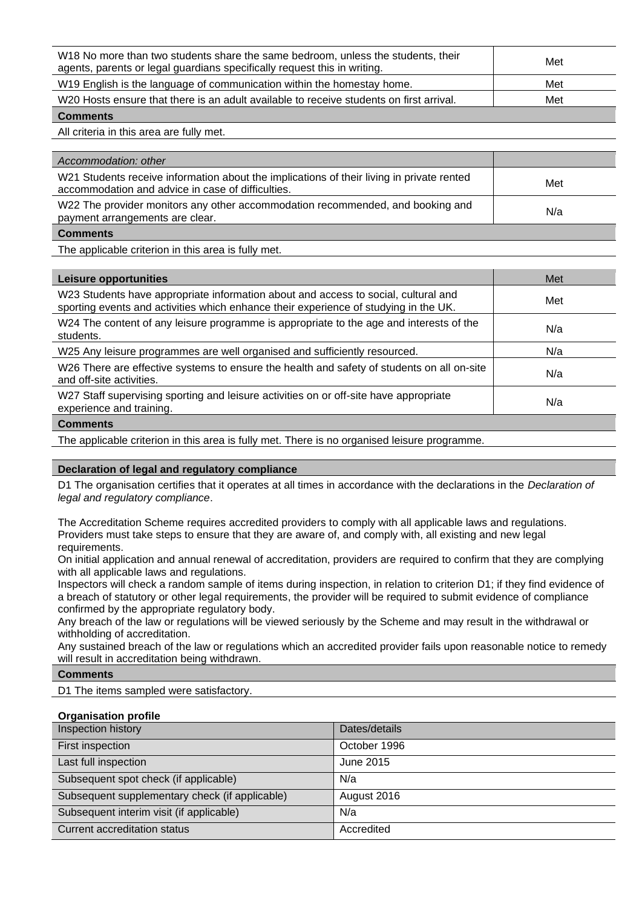| | |
|---|---|
| W18 No more than two students share the same bedroom, unless the students, their agents, parents or legal guardians specifically request this in writing. | Met |
| W19 English is the language of communication within the homestay home. | Met |
| W20 Hosts ensure that there is an adult available to receive students on first arrival. | Met |
| **Comments** | |
| All criteria in this area are fully met. | |

| *Accommodation: other* | |
|---|---|
| W21 Students receive information about the implications of their living in private rented accommodation and advice in case of difficulties. | Met |
| W22 The provider monitors any other accommodation recommended, and booking and payment arrangements are clear. | N/a |
| **Comments** | |
| The applicable criterion in this area is fully met. | |

| **Leisure opportunities** | Met |
|---|---|
| W23 Students have appropriate information about and access to social, cultural and sporting events and activities which enhance their experience of studying in the UK. | Met |
| W24 The content of any leisure programme is appropriate to the age and interests of the students. | N/a |
| W25 Any leisure programmes are well organised and sufficiently resourced. | N/a |
| W26 There are effective systems to ensure the health and safety of students on all on-site and off-site activities. | N/a |
| W27 Staff supervising sporting and leisure activities on or off-site have appropriate experience and training. | N/a |
| **Comments** | |
| The applicable criterion in this area is fully met. There is no organised leisure programme. | |

**Declaration of legal and regulatory compliance**

D1 The organisation certifies that it operates at all times in accordance with the declarations in the *Declaration of legal and regulatory compliance*.

The Accreditation Scheme requires accredited providers to comply with all applicable laws and regulations. Providers must take steps to ensure that they are aware of, and comply with, all existing and new legal requirements.
On initial application and annual renewal of accreditation, providers are required to confirm that they are complying with all applicable laws and regulations.
Inspectors will check a random sample of items during inspection, in relation to criterion D1; if they find evidence of a breach of statutory or other legal requirements, the provider will be required to submit evidence of compliance confirmed by the appropriate regulatory body.
Any breach of the law or regulations will be viewed seriously by the Scheme and may result in the withdrawal or withholding of accreditation.
Any sustained breach of the law or regulations which an accredited provider fails upon reasonable notice to remedy will result in accreditation being withdrawn.

**Comments**

D1 The items sampled were satisfactory.

**Organisation profile**

| Inspection history | Dates/details |
|---|---|
| First inspection | October 1996 |
| Last full inspection | June 2015 |
| Subsequent spot check (if applicable) | N/a |
| Subsequent supplementary check (if applicable) | August 2016 |
| Subsequent interim visit (if applicable) | N/a |
| Current accreditation status | Accredited |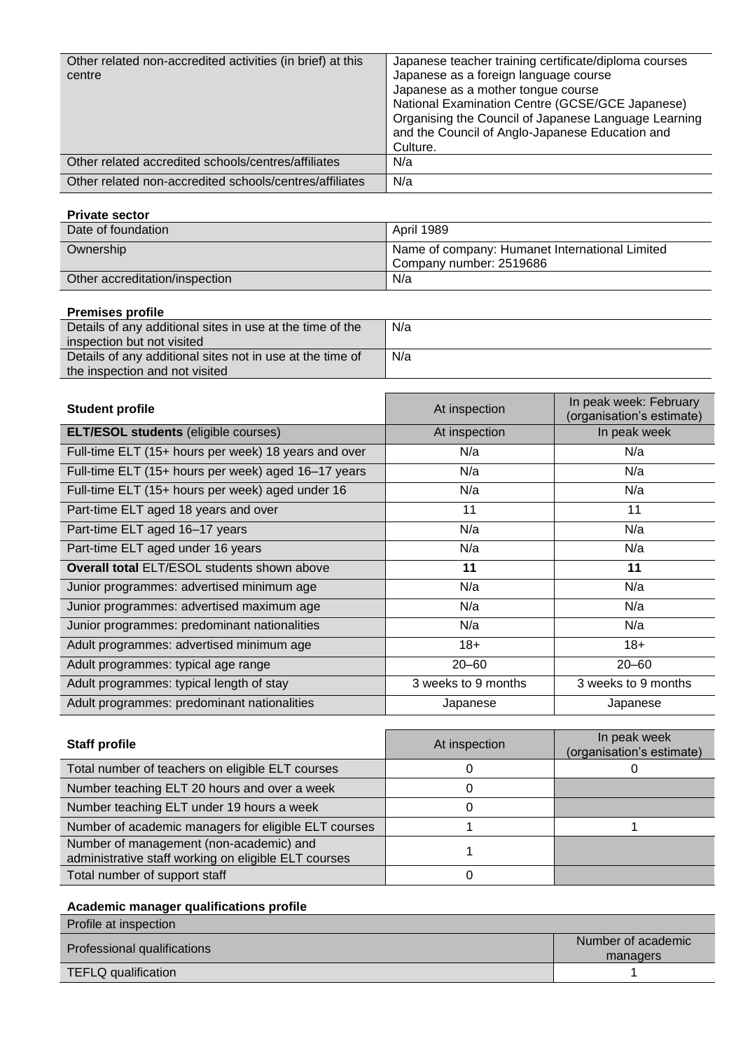| | |
|---|---|
| Other related non-accredited activities (in brief) at this centre | Japanese teacher training certificate/diploma courses<br>Japanese as a foreign language course<br>Japanese as a mother tongue course<br>National Examination Centre (GCSE/GCE Japanese)<br>Organising the Council of Japanese Language Learning and the Council of Anglo-Japanese Education and Culture. |
| Other related accredited schools/centres/affiliates | N/a |
| Other related non-accredited schools/centres/affiliates | N/a |

**Private sector**

| | |
|---|---|
| Date of foundation | April 1989 |
| Ownership | Name of company: Humanet International Limited<br>Company number: 2519686 |
| Other accreditation/inspection | N/a |

**Premises profile**

| | |
|---|---|
| Details of any additional sites in use at the time of the inspection but not visited | N/a |
| Details of any additional sites not in use at the time of the inspection and not visited | N/a |

| **Student profile** | At inspection | In peak week: February (organisation's estimate) |
|---|---|---|
| **ELT/ESOL students** (eligible courses) | At inspection | In peak week |
| Full-time ELT (15+ hours per week) 18 years and over | N/a | N/a |
| Full-time ELT (15+ hours per week) aged 16–17 years | N/a | N/a |
| Full-time ELT (15+ hours per week) aged under 16 | N/a | N/a |
| Part-time ELT aged 18 years and over | 11 | 11 |
| Part-time ELT aged 16–17 years | N/a | N/a |
| Part-time ELT aged under 16 years | N/a | N/a |
| **Overall total** ELT/ESOL students shown above | **11** | **11** |
| Junior programmes: advertised minimum age | N/a | N/a |
| Junior programmes: advertised maximum age | N/a | N/a |
| Junior programmes: predominant nationalities | N/a | N/a |
| Adult programmes: advertised minimum age | 18+ | 18+ |
| Adult programmes: typical age range | 20–60 | 20–60 |
| Adult programmes: typical length of stay | 3 weeks to 9 months | 3 weeks to 9 months |
| Adult programmes: predominant nationalities | Japanese | Japanese |

| **Staff profile** | At inspection | In peak week (organisation's estimate) |
|---|---|---|
| Total number of teachers on eligible ELT courses | 0 | 0 |
| Number teaching ELT 20 hours and over a week | 0 | |
| Number teaching ELT under 19 hours a week | 0 | |
| Number of academic managers for eligible ELT courses | 1 | 1 |
| Number of management (non-academic) and administrative staff working on eligible ELT courses | 1 | |
| Total number of support staff | 0 | |

**Academic manager qualifications profile**

| Profile at inspection | |
|---|---|
| Professional qualifications | Number of academic managers |
| TEFLQ qualification | 1 |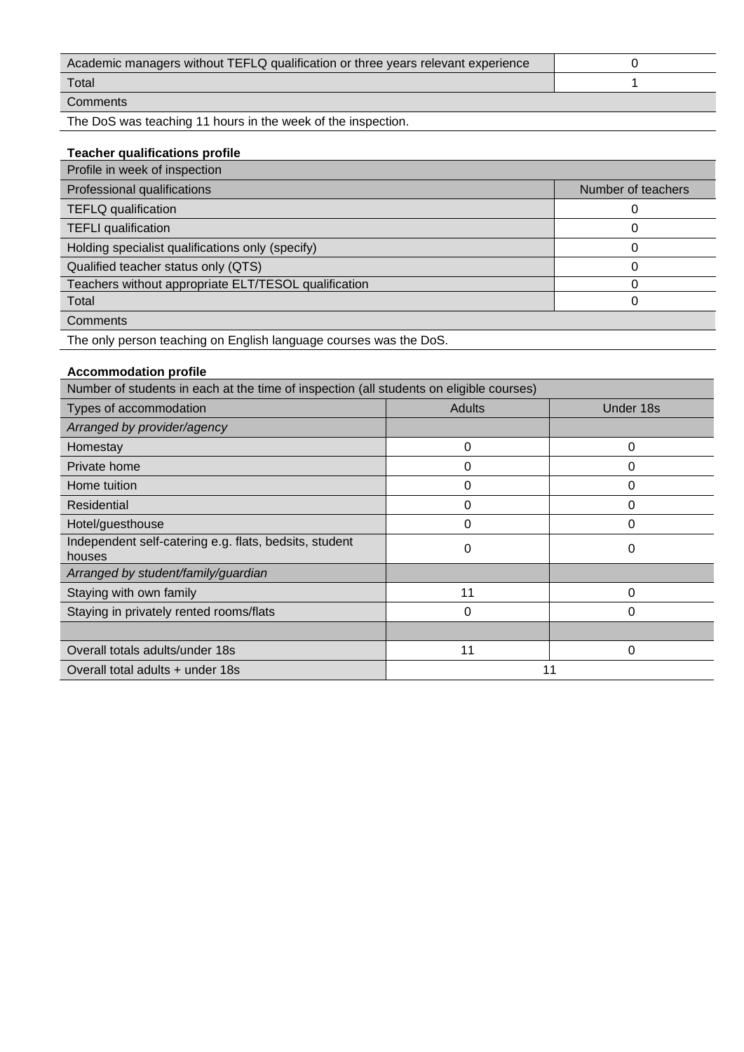| | |
|---|---|
| Academic managers without TEFLQ qualification or three years relevant experience | 0 |
| Total | 1 |
| Comments | |
| The DoS was teaching 11 hours in the week of the inspection. | |

**Teacher qualifications profile**

| Profile in week of inspection | |
|---|---|
| Professional qualifications | Number of teachers |
| TEFLQ qualification | 0 |
| TEFLI qualification | 0 |
| Holding specialist qualifications only (specify) | 0 |
| Qualified teacher status only (QTS) | 0 |
| Teachers without appropriate ELT/TESOL qualification | 0 |
| Total | 0 |
| Comments | |
| The only person teaching on English language courses was the DoS. | |

**Accommodation profile**

| Number of students in each at the time of inspection (all students on eligible courses) | | |
|---|---|---|
| Types of accommodation | Adults | Under 18s |
| *Arranged by provider/agency* | | |
| Homestay | 0 | 0 |
| Private home | 0 | 0 |
| Home tuition | 0 | 0 |
| Residential | 0 | 0 |
| Hotel/guesthouse | 0 | 0 |
| Independent self-catering e.g. flats, bedsits, student houses | 0 | 0 |
| *Arranged by student/family/guardian* | | |
| Staying with own family | 11 | 0 |
| Staying in privately rented rooms/flats | 0 | 0 |
| | | |
| Overall totals adults/under 18s | 11 | 0 |
| Overall total adults + under 18s | 11 | |